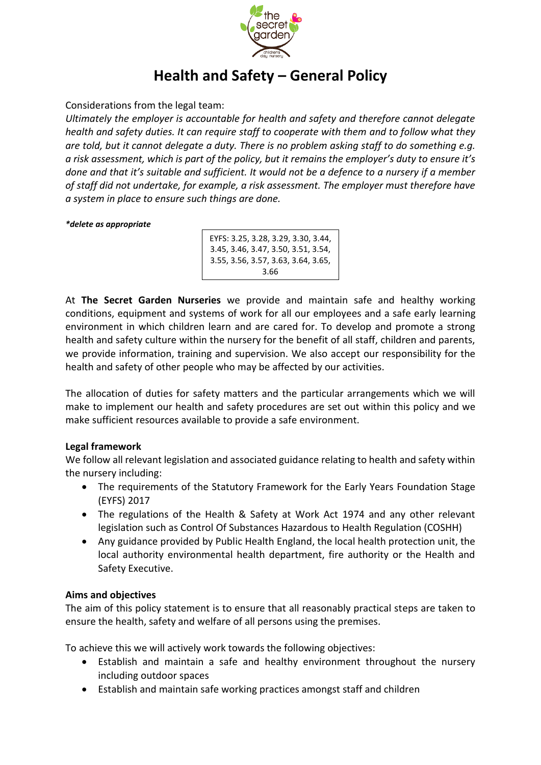# Health and Safety – General Policy

Considerations from the legal team:

*Ultimately the employer is accountable for health and safety and therefore cannot delegate health and safety duties. It can require staff to cooperate with them and to follow what they are told, but it cannot delegate a duty. There is no problem asking staff to do something e.g. a risk assessment, which is part of the policy, but it remains the employer's duty to ensure it's done and that it's suitable and sufficient. It would not be a defence to a nursery if a member of staff did not undertake, for example, a risk assessment. The employer must therefore have a system in place to ensure such things are done.*

***delete as appropriate***

| EYFS: 3.25, 3.28, 3.29, 3.30, 3.44, 3.45, 3.46, 3.47, 3.50, 3.51, 3.54, 3.55, 3.56, 3.57, 3.63, 3.64, 3.65, 3.66 |
|---|

At **The Secret Garden Nurseries** we provide and maintain safe and healthy working conditions, equipment and systems of work for all our employees and a safe early learning environment in which children learn and are cared for. To develop and promote a strong health and safety culture within the nursery for the benefit of all staff, children and parents, we provide information, training and supervision. We also accept our responsibility for the health and safety of other people who may be affected by our activities.

The allocation of duties for safety matters and the particular arrangements which we will make to implement our health and safety procedures are set out within this policy and we make sufficient resources available to provide a safe environment.

**Legal framework**

We follow all relevant legislation and associated guidance relating to health and safety within the nursery including:

- The requirements of the Statutory Framework for the Early Years Foundation Stage (EYFS) 2017
- The regulations of the Health & Safety at Work Act 1974 and any other relevant legislation such as Control Of Substances Hazardous to Health Regulation (COSHH)
- Any guidance provided by Public Health England, the local health protection unit, the local authority environmental health department, fire authority or the Health and Safety Executive.

**Aims and objectives**

The aim of this policy statement is to ensure that all reasonably practical steps are taken to ensure the health, safety and welfare of all persons using the premises.

To achieve this we will actively work towards the following objectives:

- Establish and maintain a safe and healthy environment throughout the nursery including outdoor spaces
- Establish and maintain safe working practices amongst staff and children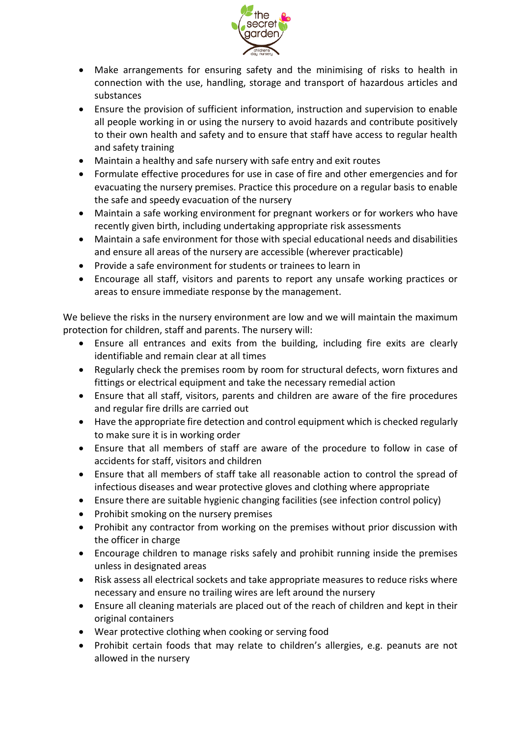- Make arrangements for ensuring safety and the minimising of risks to health in connection with the use, handling, storage and transport of hazardous articles and substances
- Ensure the provision of sufficient information, instruction and supervision to enable all people working in or using the nursery to avoid hazards and contribute positively to their own health and safety and to ensure that staff have access to regular health and safety training
- Maintain a healthy and safe nursery with safe entry and exit routes
- Formulate effective procedures for use in case of fire and other emergencies and for evacuating the nursery premises. Practice this procedure on a regular basis to enable the safe and speedy evacuation of the nursery
- Maintain a safe working environment for pregnant workers or for workers who have recently given birth, including undertaking appropriate risk assessments
- Maintain a safe environment for those with special educational needs and disabilities and ensure all areas of the nursery are accessible (wherever practicable)
- Provide a safe environment for students or trainees to learn in
- Encourage all staff, visitors and parents to report any unsafe working practices or areas to ensure immediate response by the management.

We believe the risks in the nursery environment are low and we will maintain the maximum protection for children, staff and parents. The nursery will:

- Ensure all entrances and exits from the building, including fire exits are clearly identifiable and remain clear at all times
- Regularly check the premises room by room for structural defects, worn fixtures and fittings or electrical equipment and take the necessary remedial action
- Ensure that all staff, visitors, parents and children are aware of the fire procedures and regular fire drills are carried out
- Have the appropriate fire detection and control equipment which is checked regularly to make sure it is in working order
- Ensure that all members of staff are aware of the procedure to follow in case of accidents for staff, visitors and children
- Ensure that all members of staff take all reasonable action to control the spread of infectious diseases and wear protective gloves and clothing where appropriate
- Ensure there are suitable hygienic changing facilities (see infection control policy)
- Prohibit smoking on the nursery premises
- Prohibit any contractor from working on the premises without prior discussion with the officer in charge
- Encourage children to manage risks safely and prohibit running inside the premises unless in designated areas
- Risk assess all electrical sockets and take appropriate measures to reduce risks where necessary and ensure no trailing wires are left around the nursery
- Ensure all cleaning materials are placed out of the reach of children and kept in their original containers
- Wear protective clothing when cooking or serving food
- Prohibit certain foods that may relate to children's allergies, e.g. peanuts are not allowed in the nursery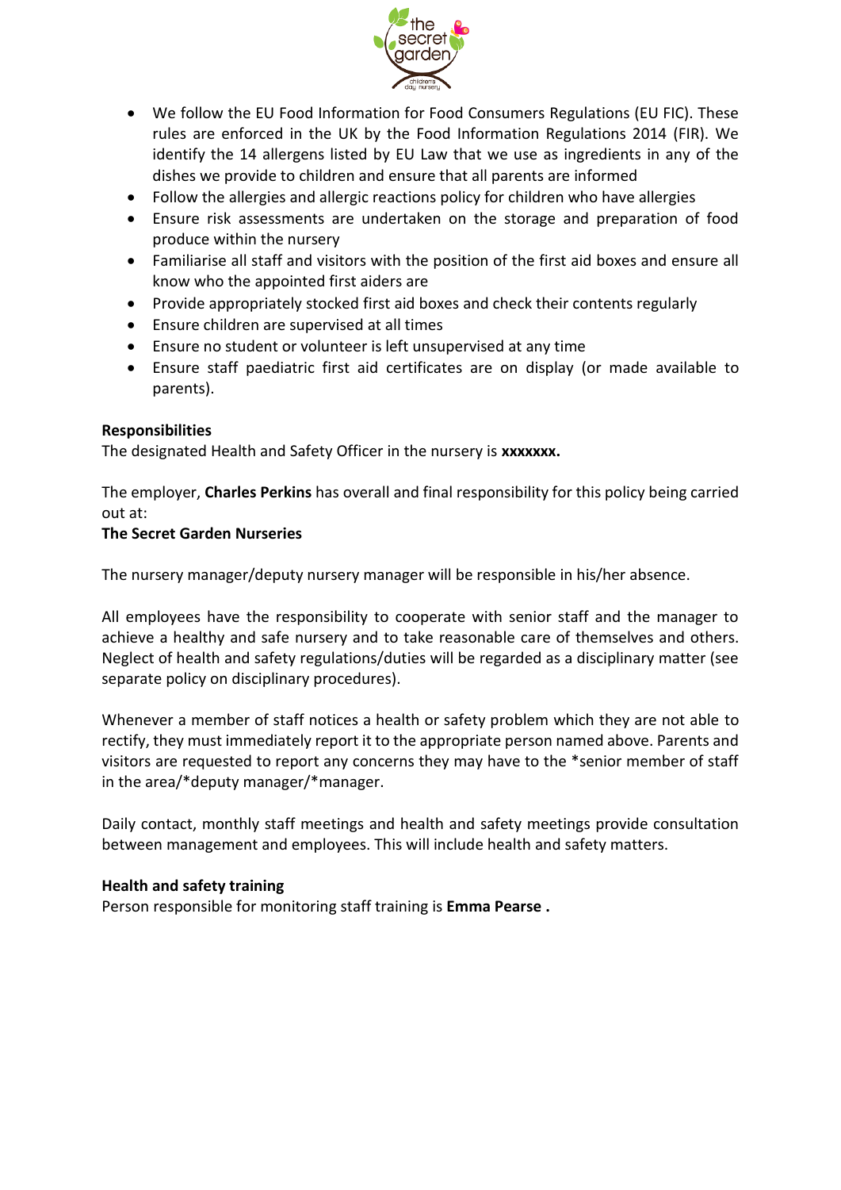- We follow the EU Food Information for Food Consumers Regulations (EU FIC). These rules are enforced in the UK by the Food Information Regulations 2014 (FIR). We identify the 14 allergens listed by EU Law that we use as ingredients in any of the dishes we provide to children and ensure that all parents are informed
- Follow the allergies and allergic reactions policy for children who have allergies
- Ensure risk assessments are undertaken on the storage and preparation of food produce within the nursery
- Familiarise all staff and visitors with the position of the first aid boxes and ensure all know who the appointed first aiders are
- Provide appropriately stocked first aid boxes and check their contents regularly
- Ensure children are supervised at all times
- Ensure no student or volunteer is left unsupervised at any time
- Ensure staff paediatric first aid certificates are on display (or made available to parents).

**Responsibilities**

The designated Health and Safety Officer in the nursery is **xxxxxxx.**

The employer, **Charles Perkins** has overall and final responsibility for this policy being carried out at:

**The Secret Garden Nurseries**

The nursery manager/deputy nursery manager will be responsible in his/her absence.

All employees have the responsibility to cooperate with senior staff and the manager to achieve a healthy and safe nursery and to take reasonable care of themselves and others. Neglect of health and safety regulations/duties will be regarded as a disciplinary matter (see separate policy on disciplinary procedures).

Whenever a member of staff notices a health or safety problem which they are not able to rectify, they must immediately report it to the appropriate person named above. Parents and visitors are requested to report any concerns they may have to the *senior member of staff in the area/*deputy manager/*manager.

Daily contact, monthly staff meetings and health and safety meetings provide consultation between management and employees. This will include health and safety matters.

**Health and safety training**

Person responsible for monitoring staff training is **Emma Pearse .**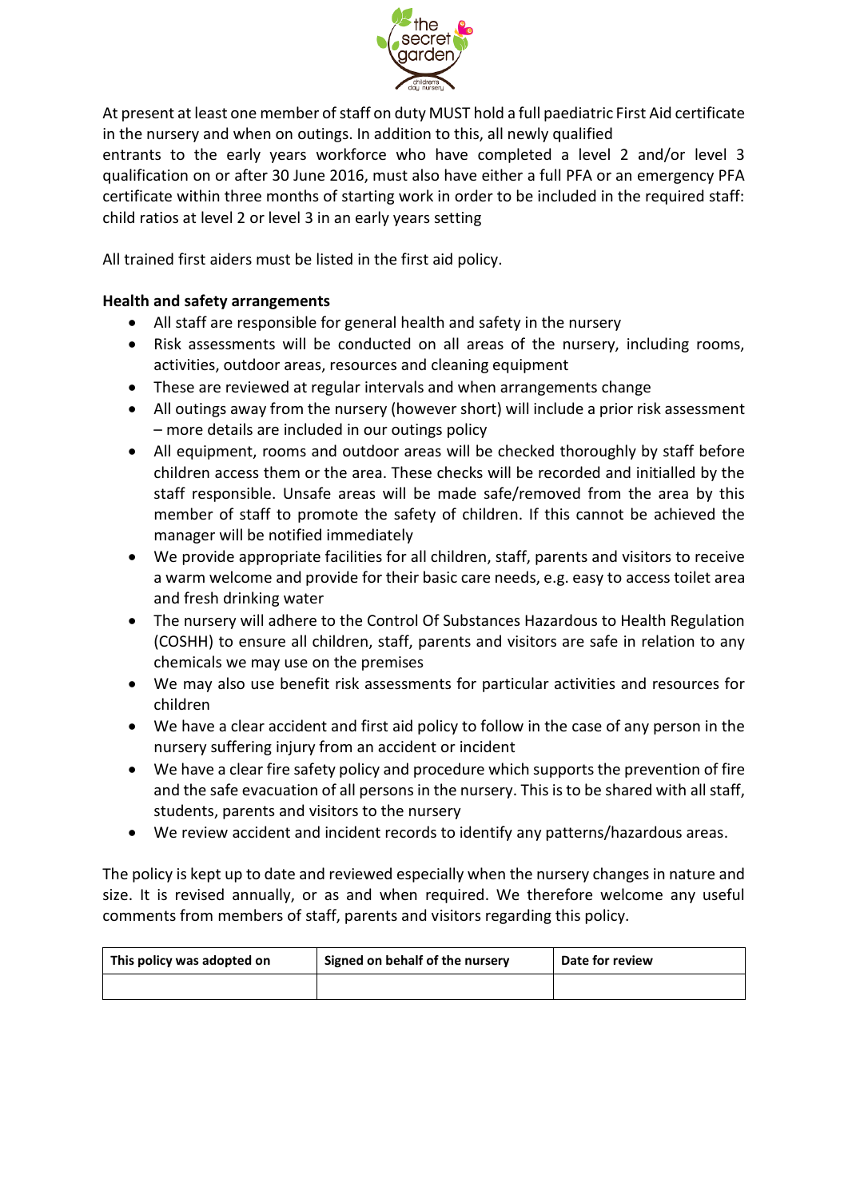At present at least one member of staff on duty MUST hold a full paediatric First Aid certificate in the nursery and when on outings. In addition to this, all newly qualified entrants to the early years workforce who have completed a level 2 and/or level 3 qualification on or after 30 June 2016, must also have either a full PFA or an emergency PFA certificate within three months of starting work in order to be included in the required staff: child ratios at level 2 or level 3 in an early years setting

All trained first aiders must be listed in the first aid policy.

**Health and safety arrangements**

- All staff are responsible for general health and safety in the nursery
- Risk assessments will be conducted on all areas of the nursery, including rooms, activities, outdoor areas, resources and cleaning equipment
- These are reviewed at regular intervals and when arrangements change
- All outings away from the nursery (however short) will include a prior risk assessment – more details are included in our outings policy
- All equipment, rooms and outdoor areas will be checked thoroughly by staff before children access them or the area. These checks will be recorded and initialled by the staff responsible. Unsafe areas will be made safe/removed from the area by this member of staff to promote the safety of children. If this cannot be achieved the manager will be notified immediately
- We provide appropriate facilities for all children, staff, parents and visitors to receive a warm welcome and provide for their basic care needs, e.g. easy to access toilet area and fresh drinking water
- The nursery will adhere to the Control Of Substances Hazardous to Health Regulation (COSHH) to ensure all children, staff, parents and visitors are safe in relation to any chemicals we may use on the premises
- We may also use benefit risk assessments for particular activities and resources for children
- We have a clear accident and first aid policy to follow in the case of any person in the nursery suffering injury from an accident or incident
- We have a clear fire safety policy and procedure which supports the prevention of fire and the safe evacuation of all persons in the nursery. This is to be shared with all staff, students, parents and visitors to the nursery
- We review accident and incident records to identify any patterns/hazardous areas.

The policy is kept up to date and reviewed especially when the nursery changes in nature and size. It is revised annually, or as and when required. We therefore welcome any useful comments from members of staff, parents and visitors regarding this policy.

| This policy was adopted on | Signed on behalf of the nursery | Date for review |
|---|---|---|
| | | |